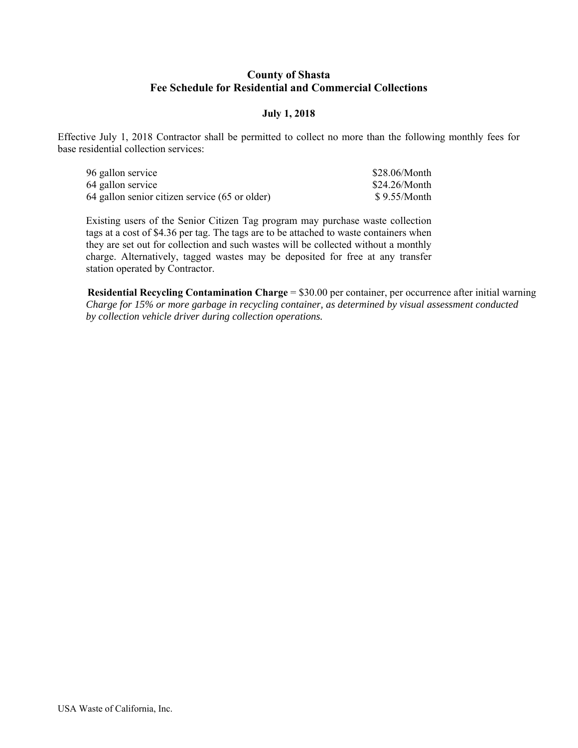# County of Shasta
# Fee Schedule for Residential and Commercial Collections

**July 1, 2018**

Effective July 1, 2018 Contractor shall be permitted to collect no more than the following monthly fees for base residential collection services:

| | |
|---|---|
| 96 gallon service | $28.06/Month |
| 64 gallon service | $24.26/Month |
| 64 gallon senior citizen service (65 or older) | $ 9.55/Month |

Existing users of the Senior Citizen Tag program may purchase waste collection tags at a cost of $4.36 per tag. The tags are to be attached to waste containers when they are set out for collection and such wastes will be collected without a monthly charge. Alternatively, tagged wastes may be deposited for free at any transfer station operated by Contractor.

**Residential Recycling Contamination Charge** = $30.00 per container, per occurrence after initial warning
*Charge for 15% or more garbage in recycling container, as determined by visual assessment conducted by collection vehicle driver during collection operations.*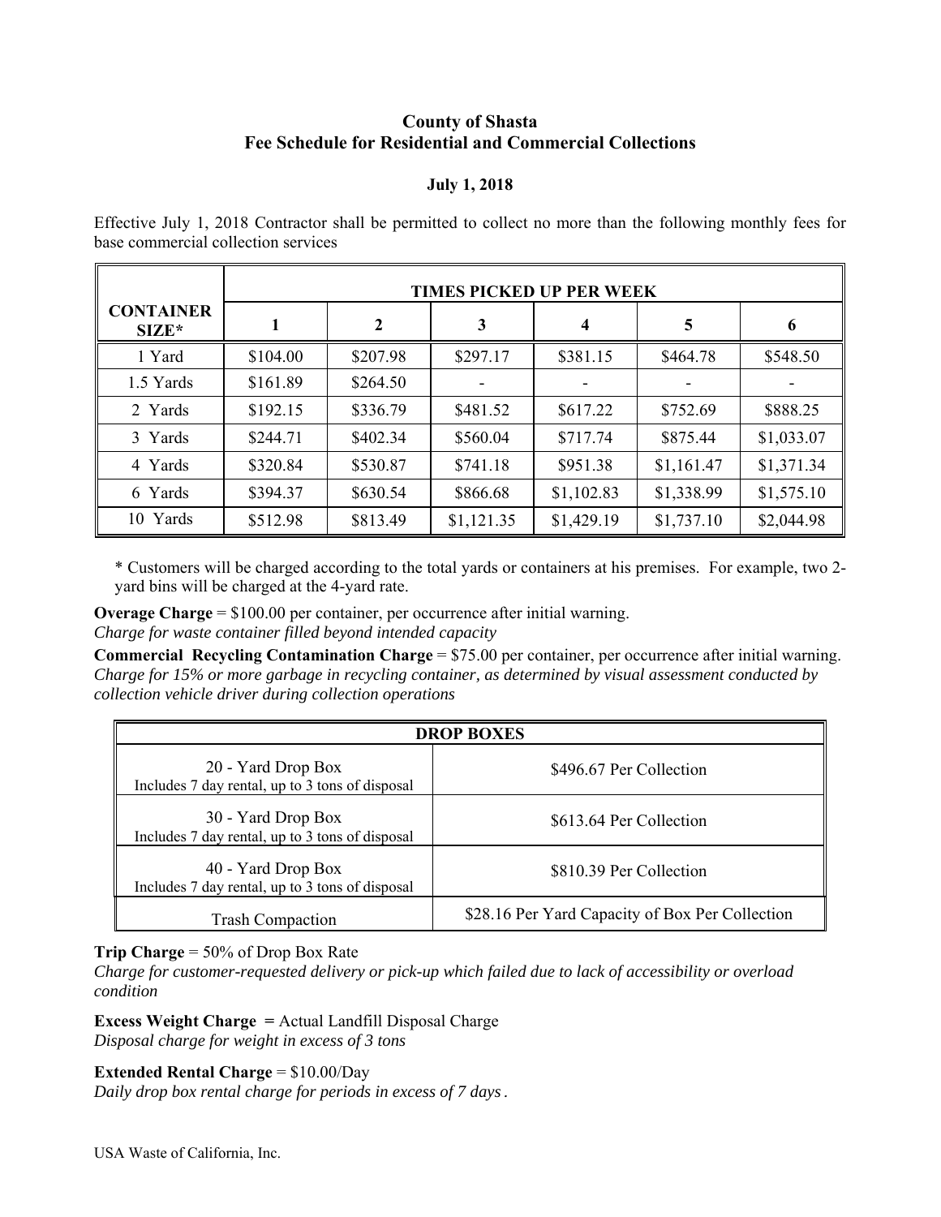# County of Shasta
## Fee Schedule for Residential and Commercial Collections

**July 1, 2018**

Effective July 1, 2018 Contractor shall be permitted to collect no more than the following monthly fees for base commercial collection services

| CONTAINER SIZE* | TIMES PICKED UP PER WEEK | | | | | |
|---|---|---|---|---|---|---|
| | 1 | 2 | 3 | 4 | 5 | 6 |
| 1 Yard | $104.00 | $207.98 | $297.17 | $381.15 | $464.78 | $548.50 |
| 1.5 Yards | $161.89 | $264.50 | - | - | - | - |
| 2 Yards | $192.15 | $336.79 | $481.52 | $617.22 | $752.69 | $888.25 |
| 3 Yards | $244.71 | $402.34 | $560.04 | $717.74 | $875.44 | $1,033.07 |
| 4 Yards | $320.84 | $530.87 | $741.18 | $951.38 | $1,161.47 | $1,371.34 |
| 6 Yards | $394.37 | $630.54 | $866.68 | $1,102.83 | $1,338.99 | $1,575.10 |
| 10 Yards | $512.98 | $813.49 | $1,121.35 | $1,429.19 | $1,737.10 | $2,044.98 |

* Customers will be charged according to the total yards or containers at his premises. For example, two 2-yard bins will be charged at the 4-yard rate.

**Overage Charge** = $100.00 per container, per occurrence after initial warning.
*Charge for waste container filled beyond intended capacity*

**Commercial Recycling Contamination Charge** = $75.00 per container, per occurrence after initial warning.
*Charge for 15% or more garbage in recycling container, as determined by visual assessment conducted by collection vehicle driver during collection operations*

| DROP BOXES | |
|---|---|
| 20 - Yard Drop Box<br>Includes 7 day rental, up to 3 tons of disposal | $496.67 Per Collection |
| 30 - Yard Drop Box<br>Includes 7 day rental, up to 3 tons of disposal | $613.64 Per Collection |
| 40 - Yard Drop Box<br>Includes 7 day rental, up to 3 tons of disposal | $810.39 Per Collection |
| Trash Compaction | $28.16 Per Yard Capacity of Box Per Collection |

**Trip Charge** = 50% of Drop Box Rate
*Charge for customer-requested delivery or pick-up which failed due to lack of accessibility or overload condition*

**Excess Weight Charge** = Actual Landfill Disposal Charge
*Disposal charge for weight in excess of 3 tons*

**Extended Rental Charge** = $10.00/Day
*Daily drop box rental charge for periods in excess of 7 days*.

USA Waste of California, Inc.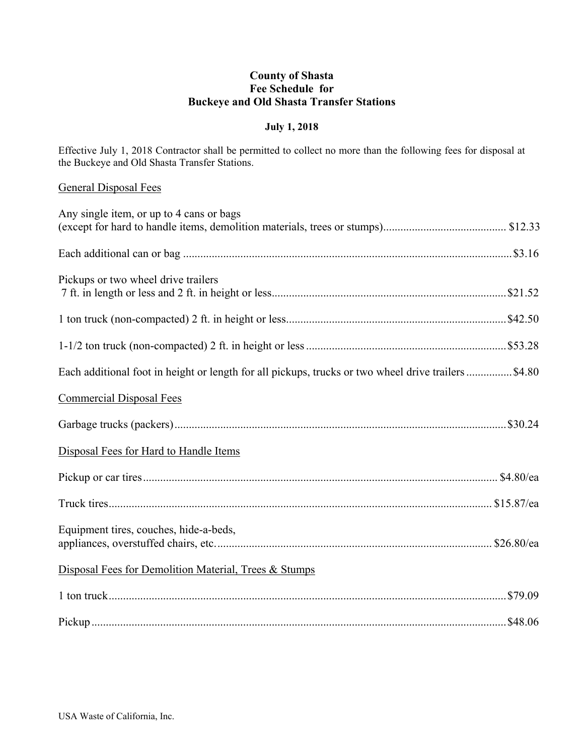# County of Shasta
## Fee Schedule for
## Buckeye and Old Shasta Transfer Stations

**July 1, 2018**

Effective July 1, 2018 Contractor shall be permitted to collect no more than the following fees for disposal at the Buckeye and Old Shasta Transfer Stations.

General Disposal Fees

Any single item, or up to 4 cans or bags (except for hard to handle items, demolition materials, trees or stumps)........................................... $12.33

Each additional can or bag ........................................... $3.16

Pickups or two wheel drive trailers 7 ft. in length or less and 2 ft. in height or less........................................... $21.52

1 ton truck (non-compacted) 2 ft. in height or less........................................... $42.50

1-1/2 ton truck (non-compacted) 2 ft. in height or less ........................................... $53.28

Each additional foot in height or length for all pickups, trucks or two wheel drive trailers ............... $4.80

Commercial Disposal Fees

Garbage trucks (packers)........................................... $30.24

Disposal Fees for Hard to Handle Items

Pickup or car tires........................................... $4.80/ea

Truck tires........................................... $15.87/ea

Equipment tires, couches, hide-a-beds, appliances, overstuffed chairs, etc........................................... $26.80/ea

Disposal Fees for Demolition Material, Trees & Stumps

1 ton truck........................................... $79.09

Pickup ........................................... $48.06

USA Waste of California, Inc.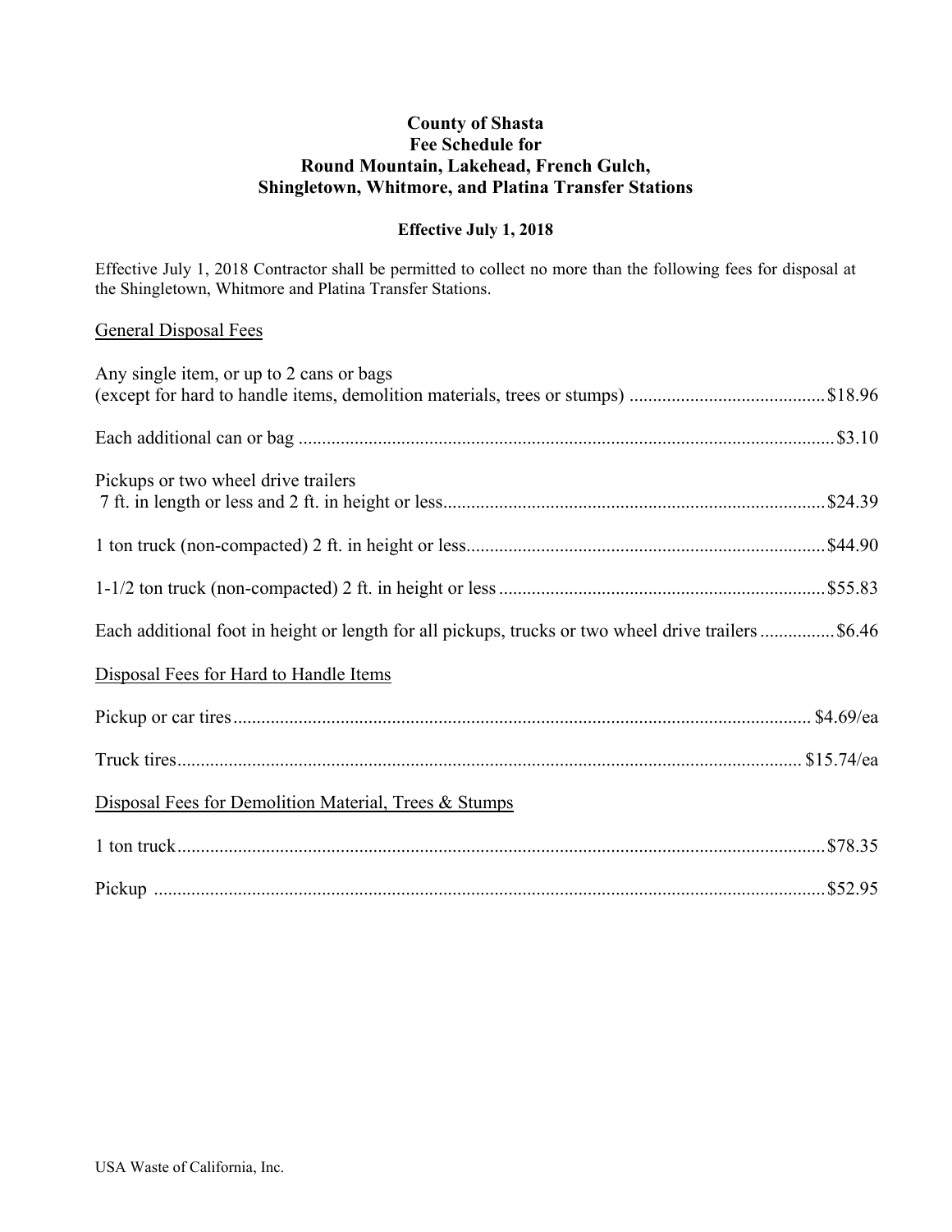**County of Shasta**
**Fee Schedule for**
**Round Mountain, Lakehead, French Gulch,**
**Shingletown, Whitmore, and Platina Transfer Stations**

**Effective July 1, 2018**

Effective July 1, 2018 Contractor shall be permitted to collect no more than the following fees for disposal at the Shingletown, Whitmore and Platina Transfer Stations.

General Disposal Fees

Any single item, or up to 2 cans or bags
(except for hard to handle items, demolition materials, trees or stumps) .......................................... $18.96

Each additional can or bag .................................................................................................................. $3.10

Pickups or two wheel drive trailers
7 ft. in length or less and 2 ft. in height or less................................................................................ $24.39

1 ton truck (non-compacted) 2 ft. in height or less............................................................................ $44.90

1-1/2 ton truck (non-compacted) 2 ft. in height or less ..................................................................... $55.83

Each additional foot in height or length for all pickups, trucks or two wheel drive trailers ................ $6.46

Disposal Fees for Hard to Handle Items

Pickup or car tires........................................................................................................................... $4.69/ea

Truck tires...................................................................................................................................... $15.74/ea

Disposal Fees for Demolition Material, Trees & Stumps

1 ton truck.......................................................................................................................................... $78.35

Pickup ............................................................................................................................................... $52.95

USA Waste of California, Inc.